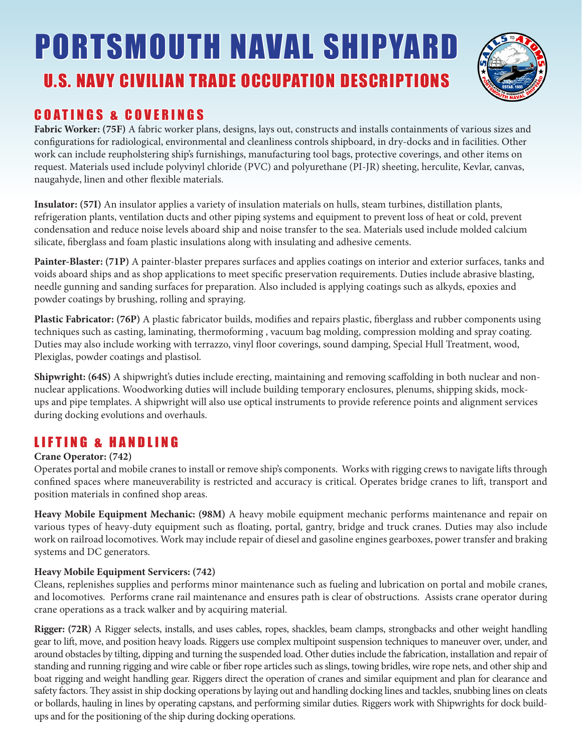# PORTSMOUTH NAVAL SHIPYARD

## U.S. NAVY CIVILIAN TRADE OCCUPATION DESCRIPTIONS

## COATINGS & COVERINGS

**Fabric Worker: (75F)** A fabric worker plans, designs, lays out, constructs and installs containments of various sizes and configurations for radiological, environmental and cleanliness controls shipboard, in dry-docks and in facilities. Other work can include reupholstering ship's furnishings, manufacturing tool bags, protective coverings, and other items on request. Materials used include polyvinyl chloride (PVC) and polyurethane (PI-JR) sheeting, herculite, Kevlar, canvas, naugahyde, linen and other flexible materials.

**Insulator: (57I)** An insulator applies a variety of insulation materials on hulls, steam turbines, distillation plants, refrigeration plants, ventilation ducts and other piping systems and equipment to prevent loss of heat or cold, prevent condensation and reduce noise levels aboard ship and noise transfer to the sea. Materials used include molded calcium silicate, fiberglass and foam plastic insulations along with insulating and adhesive cements.

**Painter-Blaster: (71P)** A painter-blaster prepares surfaces and applies coatings on interior and exterior surfaces, tanks and voids aboard ships and as shop applications to meet specific preservation requirements. Duties include abrasive blasting, needle gunning and sanding surfaces for preparation. Also included is applying coatings such as alkyds, epoxies and powder coatings by brushing, rolling and spraying.

**Plastic Fabricator: (76P)** A plastic fabricator builds, modifies and repairs plastic, fiberglass and rubber components using techniques such as casting, laminating, thermoforming , vacuum bag molding, compression molding and spray coating. Duties may also include working with terrazzo, vinyl floor coverings, sound damping, Special Hull Treatment, wood, Plexiglas, powder coatings and plastisol.

**Shipwright: (64S)** A shipwright's duties include erecting, maintaining and removing scaffolding in both nuclear and non-nuclear applications. Woodworking duties will include building temporary enclosures, plenums, shipping skids, mock-ups and pipe templates. A shipwright will also use optical instruments to provide reference points and alignment services during docking evolutions and overhauls.

## LIFTING & HANDLING

**Crane Operator: (742)**

Operates portal and mobile cranes to install or remove ship's components. Works with rigging crews to navigate lifts through confined spaces where maneuverability is restricted and accuracy is critical. Operates bridge cranes to lift, transport and position materials in confined shop areas.

**Heavy Mobile Equipment Mechanic: (98M)** A heavy mobile equipment mechanic performs maintenance and repair on various types of heavy-duty equipment such as floating, portal, gantry, bridge and truck cranes. Duties may also include work on railroad locomotives. Work may include repair of diesel and gasoline engines gearboxes, power transfer and braking systems and DC generators.

**Heavy Mobile Equipment Servicers: (742)**

Cleans, replenishes supplies and performs minor maintenance such as fueling and lubrication on portal and mobile cranes, and locomotives. Performs crane rail maintenance and ensures path is clear of obstructions. Assists crane operator during crane operations as a track walker and by acquiring material.

**Rigger: (72R)** A Rigger selects, installs, and uses cables, ropes, shackles, beam clamps, strongbacks and other weight handling gear to lift, move, and position heavy loads. Riggers use complex multipoint suspension techniques to maneuver over, under, and around obstacles by tilting, dipping and turning the suspended load. Other duties include the fabrication, installation and repair of standing and running rigging and wire cable or fiber rope articles such as slings, towing bridles, wire rope nets, and other ship and boat rigging and weight handling gear. Riggers direct the operation of cranes and similar equipment and plan for clearance and safety factors. They assist in ship docking operations by laying out and handling docking lines and tackles, snubbing lines on cleats or bollards, hauling in lines by operating capstans, and performing similar duties. Riggers work with Shipwrights for dock build-ups and for the positioning of the ship during docking operations.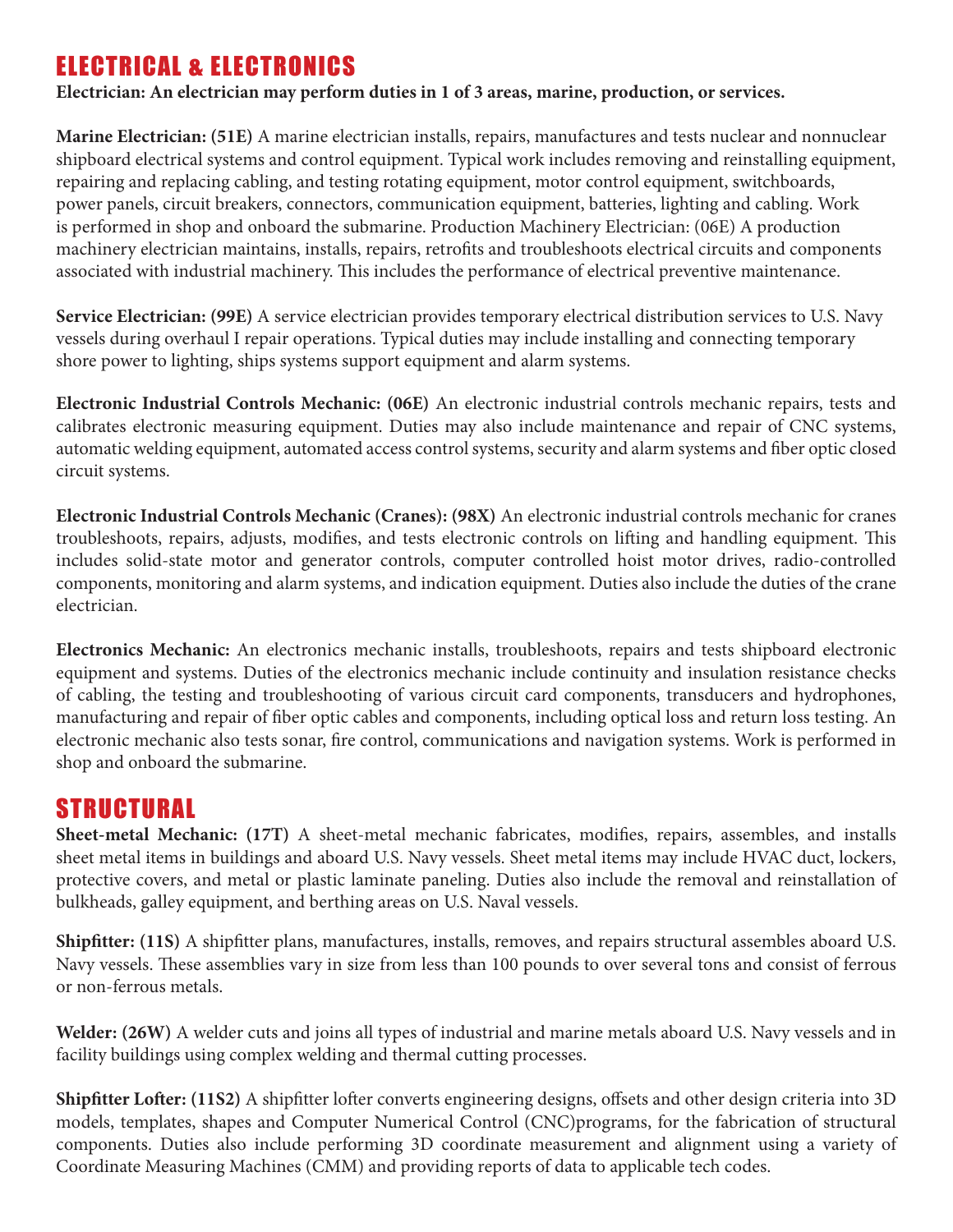## ELECTRICAL & ELECTRONICS

**Electrician: An electrician may perform duties in 1 of 3 areas, marine, production, or services.**

**Marine Electrician: (51E)** A marine electrician installs, repairs, manufactures and tests nuclear and nonnuclear shipboard electrical systems and control equipment. Typical work includes removing and reinstalling equipment, repairing and replacing cabling, and testing rotating equipment, motor control equipment, switchboards, power panels, circuit breakers, connectors, communication equipment, batteries, lighting and cabling. Work is performed in shop and onboard the submarine. Production Machinery Electrician: (06E) A production machinery electrician maintains, installs, repairs, retrofits and troubleshoots electrical circuits and components associated with industrial machinery. This includes the performance of electrical preventive maintenance.

**Service Electrician: (99E)** A service electrician provides temporary electrical distribution services to U.S. Navy vessels during overhaul I repair operations. Typical duties may include installing and connecting temporary shore power to lighting, ships systems support equipment and alarm systems.

**Electronic Industrial Controls Mechanic: (06E)** An electronic industrial controls mechanic repairs, tests and calibrates electronic measuring equipment. Duties may also include maintenance and repair of CNC systems, automatic welding equipment, automated access control systems, security and alarm systems and fiber optic closed circuit systems.

**Electronic Industrial Controls Mechanic (Cranes): (98X)** An electronic industrial controls mechanic for cranes troubleshoots, repairs, adjusts, modifies, and tests electronic controls on lifting and handling equipment. This includes solid-state motor and generator controls, computer controlled hoist motor drives, radio-controlled components, monitoring and alarm systems, and indication equipment. Duties also include the duties of the crane electrician.

**Electronics Mechanic:** An electronics mechanic installs, troubleshoots, repairs and tests shipboard electronic equipment and systems. Duties of the electronics mechanic include continuity and insulation resistance checks of cabling, the testing and troubleshooting of various circuit card components, transducers and hydrophones, manufacturing and repair of fiber optic cables and components, including optical loss and return loss testing. An electronic mechanic also tests sonar, fire control, communications and navigation systems. Work is performed in shop and onboard the submarine.

## STRUCTURAL

**Sheet-metal Mechanic: (17T)** A sheet-metal mechanic fabricates, modifies, repairs, assembles, and installs sheet metal items in buildings and aboard U.S. Navy vessels. Sheet metal items may include HVAC duct, lockers, protective covers, and metal or plastic laminate paneling. Duties also include the removal and reinstallation of bulkheads, galley equipment, and berthing areas on U.S. Naval vessels.

**Shipfitter: (11S)** A shipfitter plans, manufactures, installs, removes, and repairs structural assembles aboard U.S. Navy vessels. These assemblies vary in size from less than 100 pounds to over several tons and consist of ferrous or non-ferrous metals.

**Welder: (26W)** A welder cuts and joins all types of industrial and marine metals aboard U.S. Navy vessels and in facility buildings using complex welding and thermal cutting processes.

**Shipfitter Lofter: (11S2)** A shipfitter lofter converts engineering designs, offsets and other design criteria into 3D models, templates, shapes and Computer Numerical Control (CNC)programs, for the fabrication of structural components. Duties also include performing 3D coordinate measurement and alignment using a variety of Coordinate Measuring Machines (CMM) and providing reports of data to applicable tech codes.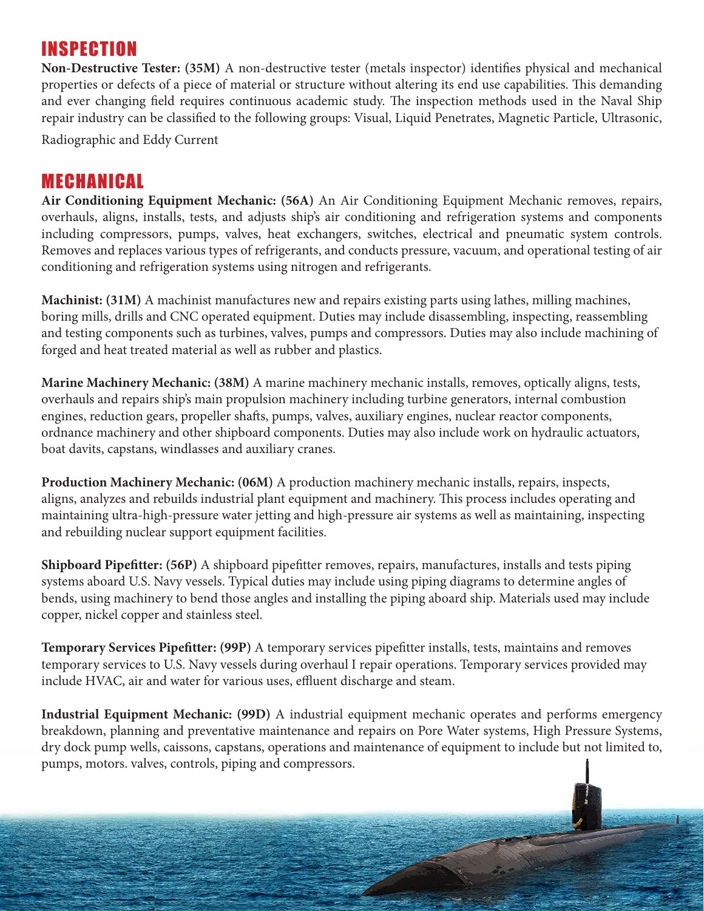## INSPECTION

**Non-Destructive Tester: (35M)** A non-destructive tester (metals inspector) identifies physical and mechanical properties or defects of a piece of material or structure without altering its end use capabilities. This demanding and ever changing field requires continuous academic study. The inspection methods used in the Naval Ship repair industry can be classified to the following groups: Visual, Liquid Penetrates, Magnetic Particle, Ultrasonic, Radiographic and Eddy Current

## MECHANICAL

**Air Conditioning Equipment Mechanic: (56A)** An Air Conditioning Equipment Mechanic removes, repairs, overhauls, aligns, installs, tests, and adjusts ship's air conditioning and refrigeration systems and components including compressors, pumps, valves, heat exchangers, switches, electrical and pneumatic system controls. Removes and replaces various types of refrigerants, and conducts pressure, vacuum, and operational testing of air conditioning and refrigeration systems using nitrogen and refrigerants.

**Machinist: (31M)** A machinist manufactures new and repairs existing parts using lathes, milling machines, boring mills, drills and CNC operated equipment. Duties may include disassembling, inspecting, reassembling and testing components such as turbines, valves, pumps and compressors. Duties may also include machining of forged and heat treated material as well as rubber and plastics.

**Marine Machinery Mechanic: (38M)** A marine machinery mechanic installs, removes, optically aligns, tests, overhauls and repairs ship's main propulsion machinery including turbine generators, internal combustion engines, reduction gears, propeller shafts, pumps, valves, auxiliary engines, nuclear reactor components, ordnance machinery and other shipboard components. Duties may also include work on hydraulic actuators, boat davits, capstans, windlasses and auxiliary cranes.

**Production Machinery Mechanic: (06M)** A production machinery mechanic installs, repairs, inspects, aligns, analyzes and rebuilds industrial plant equipment and machinery. This process includes operating and maintaining ultra-high-pressure water jetting and high-pressure air systems as well as maintaining, inspecting and rebuilding nuclear support equipment facilities.

**Shipboard Pipefitter: (56P)** A shipboard pipefitter removes, repairs, manufactures, installs and tests piping systems aboard U.S. Navy vessels. Typical duties may include using piping diagrams to determine angles of bends, using machinery to bend those angles and installing the piping aboard ship. Materials used may include copper, nickel copper and stainless steel.

**Temporary Services Pipefitter: (99P)** A temporary services pipefitter installs, tests, maintains and removes temporary services to U.S. Navy vessels during overhaul I repair operations. Temporary services provided may include HVAC, air and water for various uses, effluent discharge and steam.

**Industrial Equipment Mechanic: (99D)** A industrial equipment mechanic operates and performs emergency breakdown, planning and preventative maintenance and repairs on Pore Water systems, High Pressure Systems, dry dock pump wells, caissons, capstans, operations and maintenance of equipment to include but not limited to, pumps, motors. valves, controls, piping and compressors.